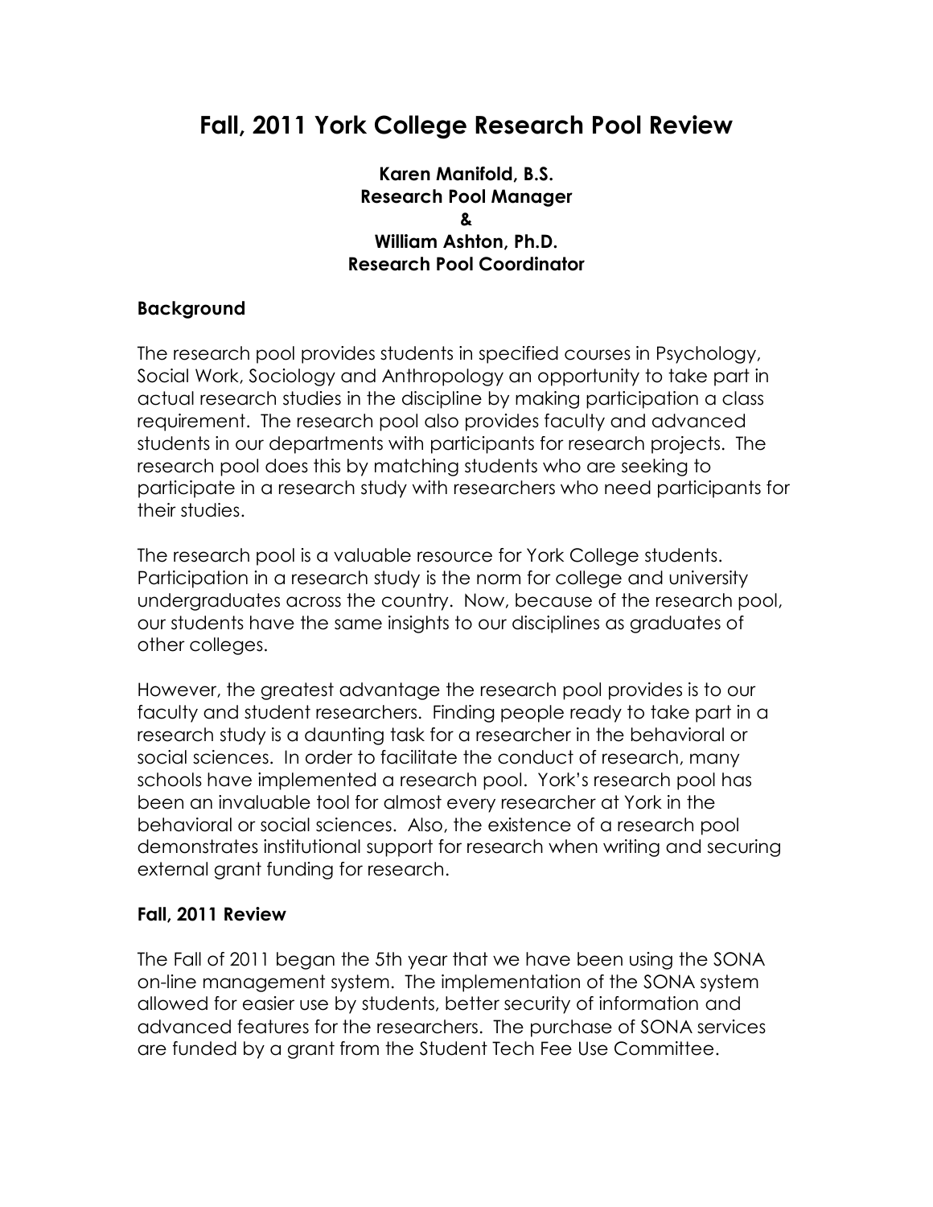# Fall, 2011 York College Research Pool Review

**Karen Manifold, B.S.**
**Research Pool Manager**
**&**
**William Ashton, Ph.D.**
**Research Pool Coordinator**

### Background

The research pool provides students in specified courses in Psychology, Social Work, Sociology and Anthropology an opportunity to take part in actual research studies in the discipline by making participation a class requirement. The research pool also provides faculty and advanced students in our departments with participants for research projects. The research pool does this by matching students who are seeking to participate in a research study with researchers who need participants for their studies.

The research pool is a valuable resource for York College students. Participation in a research study is the norm for college and university undergraduates across the country. Now, because of the research pool, our students have the same insights to our disciplines as graduates of other colleges.

However, the greatest advantage the research pool provides is to our faculty and student researchers. Finding people ready to take part in a research study is a daunting task for a researcher in the behavioral or social sciences. In order to facilitate the conduct of research, many schools have implemented a research pool. York's research pool has been an invaluable tool for almost every researcher at York in the behavioral or social sciences. Also, the existence of a research pool demonstrates institutional support for research when writing and securing external grant funding for research.

### Fall, 2011 Review

The Fall of 2011 began the 5th year that we have been using the SONA on-line management system. The implementation of the SONA system allowed for easier use by students, better security of information and advanced features for the researchers. The purchase of SONA services are funded by a grant from the Student Tech Fee Use Committee.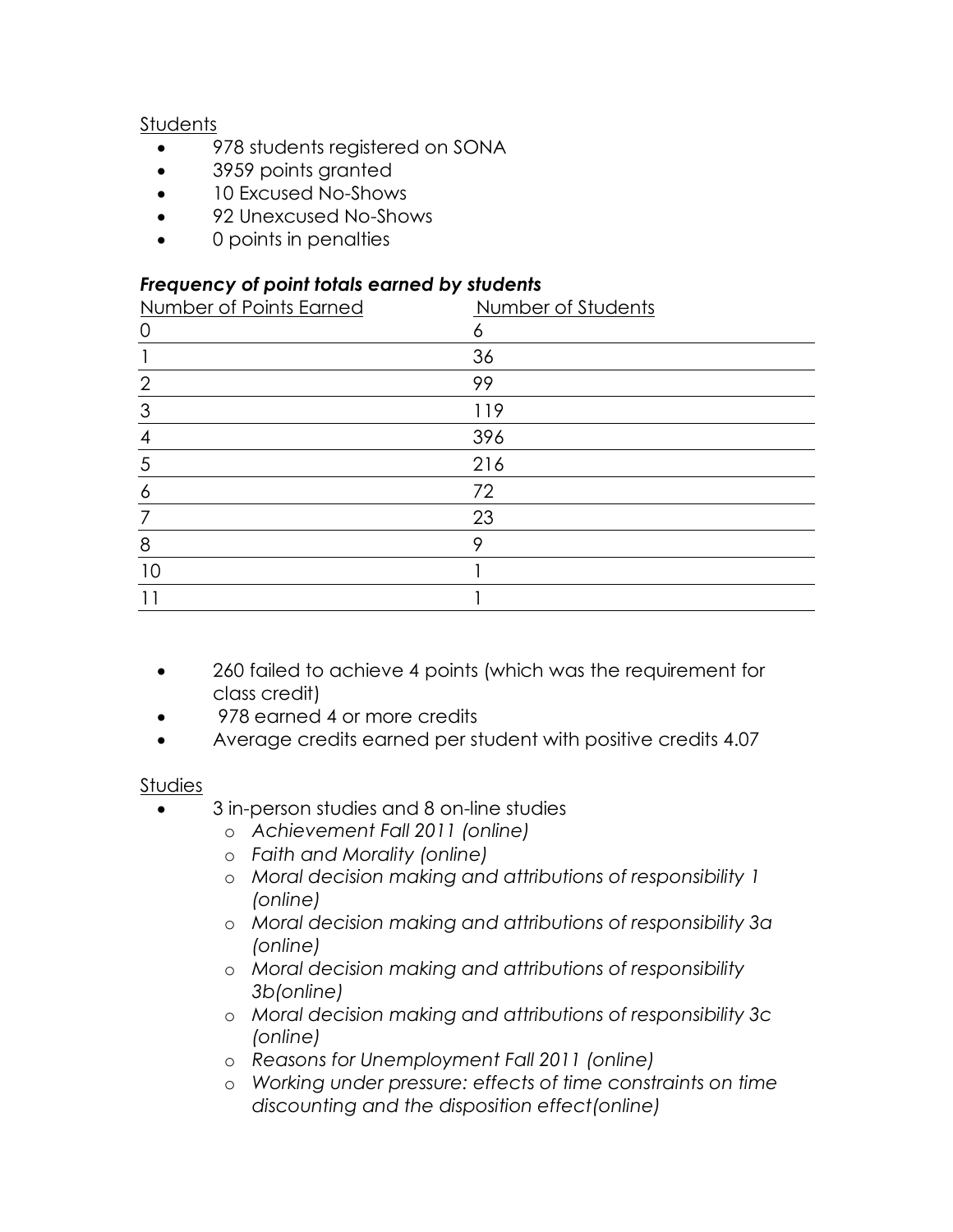Students

- 978 students registered on SONA
- 3959 points granted
- 10 Excused No-Shows
- 92 Unexcused No-Shows
- 0 points in penalties

### *Frequency of point totals earned by students*

| Number of Points Earned | Number of Students |
|---|---|
| 0 | 6 |
| 1 | 36 |
| 2 | 99 |
| 3 | 119 |
| 4 | 396 |
| 5 | 216 |
| 6 | 72 |
| 7 | 23 |
| 8 | 9 |
| 10 | 1 |
| 11 | 1 |

- 260 failed to achieve 4 points (which was the requirement for class credit)
- 978 earned 4 or more credits
- Average credits earned per student with positive credits 4.07

Studies

- 3 in-person studies and 8 on-line studies
  - *Achievement Fall 2011 (online)*
  - *Faith and Morality (online)*
  - *Moral decision making and attributions of responsibility 1 (online)*
  - *Moral decision making and attributions of responsibility 3a (online)*
  - *Moral decision making and attributions of responsibility 3b(online)*
  - *Moral decision making and attributions of responsibility 3c (online)*
  - *Reasons for Unemployment Fall 2011 (online)*
  - *Working under pressure: effects of time constraints on time discounting and the disposition effect(online)*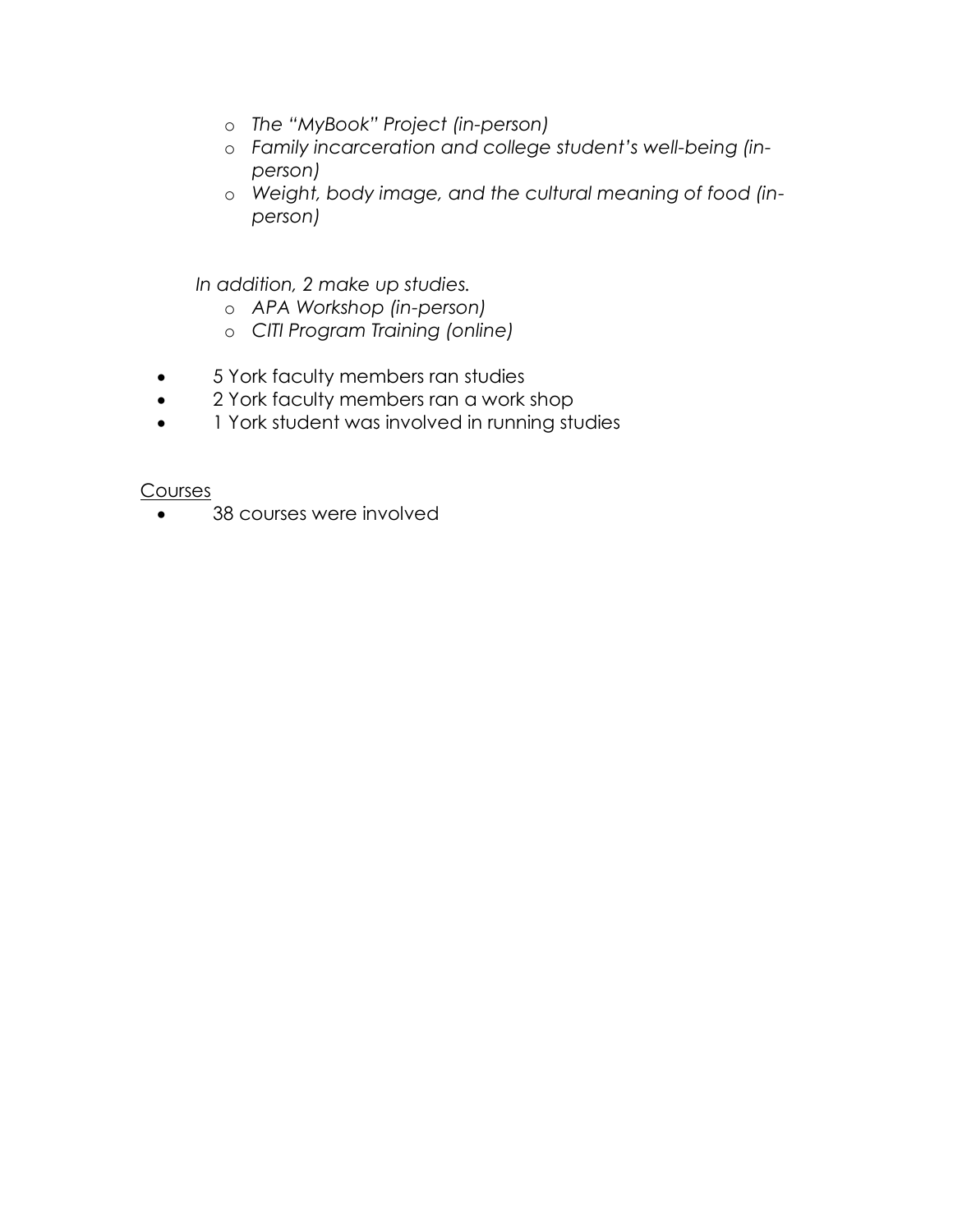- *The "MyBook" Project (in-person)*
  - *Family incarceration and college student's well-being (in-person)*
  - *Weight, body image, and the cultural meaning of food (in-person)*

*In addition, 2 make up studies.*

  - *APA Workshop (in-person)*
  - *CITI Program Training (online)*

- 5 York faculty members ran studies
- 2 York faculty members ran a work shop
- 1 York student was involved in running studies

<u>Courses</u>

- 38 courses were involved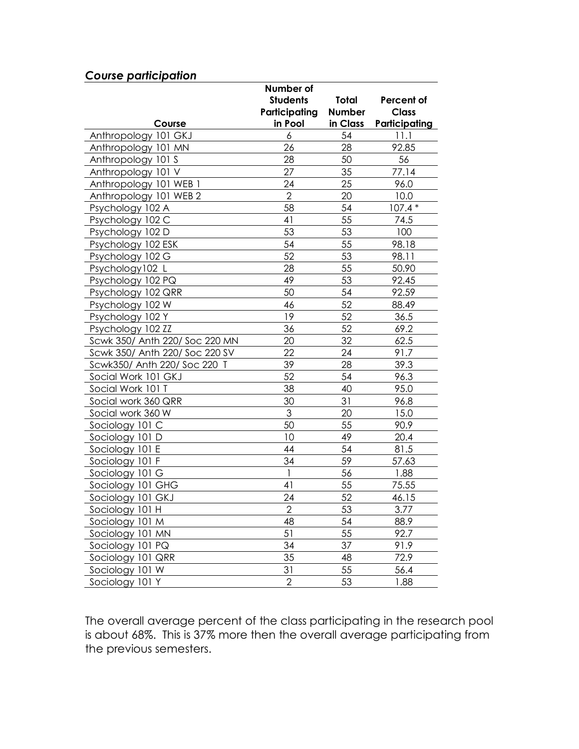### *Course participation*

| Course | Number of Students Participating in Pool | Total Number in Class | Percent of Class Participating |
|---|---|---|---|
| Anthropology 101 GKJ | 6 | 54 | 11.1 |
| Anthropology 101 MN | 26 | 28 | 92.85 |
| Anthropology 101 S | 28 | 50 | 56 |
| Anthropology 101 V | 27 | 35 | 77.14 |
| Anthropology 101 WEB 1 | 24 | 25 | 96.0 |
| Anthropology 101 WEB 2 | 2 | 20 | 10.0 |
| Psychology 102 A | 58 | 54 | 107.4 * |
| Psychology 102 C | 41 | 55 | 74.5 |
| Psychology 102 D | 53 | 53 | 100 |
| Psychology 102 ESK | 54 | 55 | 98.18 |
| Psychology 102 G | 52 | 53 | 98.11 |
| Psychology102 L | 28 | 55 | 50.90 |
| Psychology 102 PQ | 49 | 53 | 92.45 |
| Psychology 102 QRR | 50 | 54 | 92.59 |
| Psychology 102 W | 46 | 52 | 88.49 |
| Psychology 102 Y | 19 | 52 | 36.5 |
| Psychology 102 ZZ | 36 | 52 | 69.2 |
| Scwk 350/ Anth 220/ Soc 220 MN | 20 | 32 | 62.5 |
| Scwk 350/ Anth 220/ Soc 220 SV | 22 | 24 | 91.7 |
| Scwk350/ Anth 220/ Soc 220 T | 39 | 28 | 39.3 |
| Social Work 101 GKJ | 52 | 54 | 96.3 |
| Social Work 101 T | 38 | 40 | 95.0 |
| Social work 360 QRR | 30 | 31 | 96.8 |
| Social work 360 W | 3 | 20 | 15.0 |
| Sociology 101 C | 50 | 55 | 90.9 |
| Sociology 101 D | 10 | 49 | 20.4 |
| Sociology 101 E | 44 | 54 | 81.5 |
| Sociology 101 F | 34 | 59 | 57.63 |
| Sociology 101 G | 1 | 56 | 1.88 |
| Sociology 101 GHG | 41 | 55 | 75.55 |
| Sociology 101 GKJ | 24 | 52 | 46.15 |
| Sociology 101 H | 2 | 53 | 3.77 |
| Sociology 101 M | 48 | 54 | 88.9 |
| Sociology 101 MN | 51 | 55 | 92.7 |
| Sociology 101 PQ | 34 | 37 | 91.9 |
| Sociology 101 QRR | 35 | 48 | 72.9 |
| Sociology 101 W | 31 | 55 | 56.4 |
| Sociology 101 Y | 2 | 53 | 1.88 |

The overall average percent of the class participating in the research pool is about 68%. This is 37% more then the overall average participating from the previous semesters.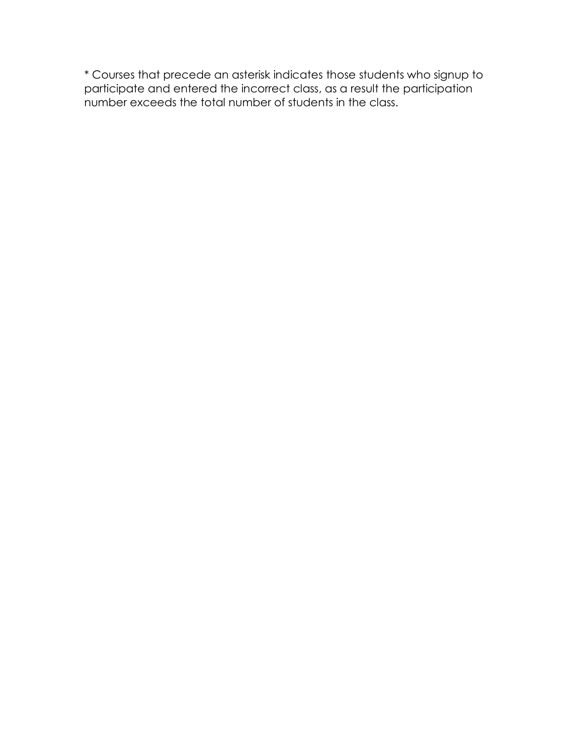* Courses that precede an asterisk indicates those students who signup to participate and entered the incorrect class, as a result the participation number exceeds the total number of students in the class.